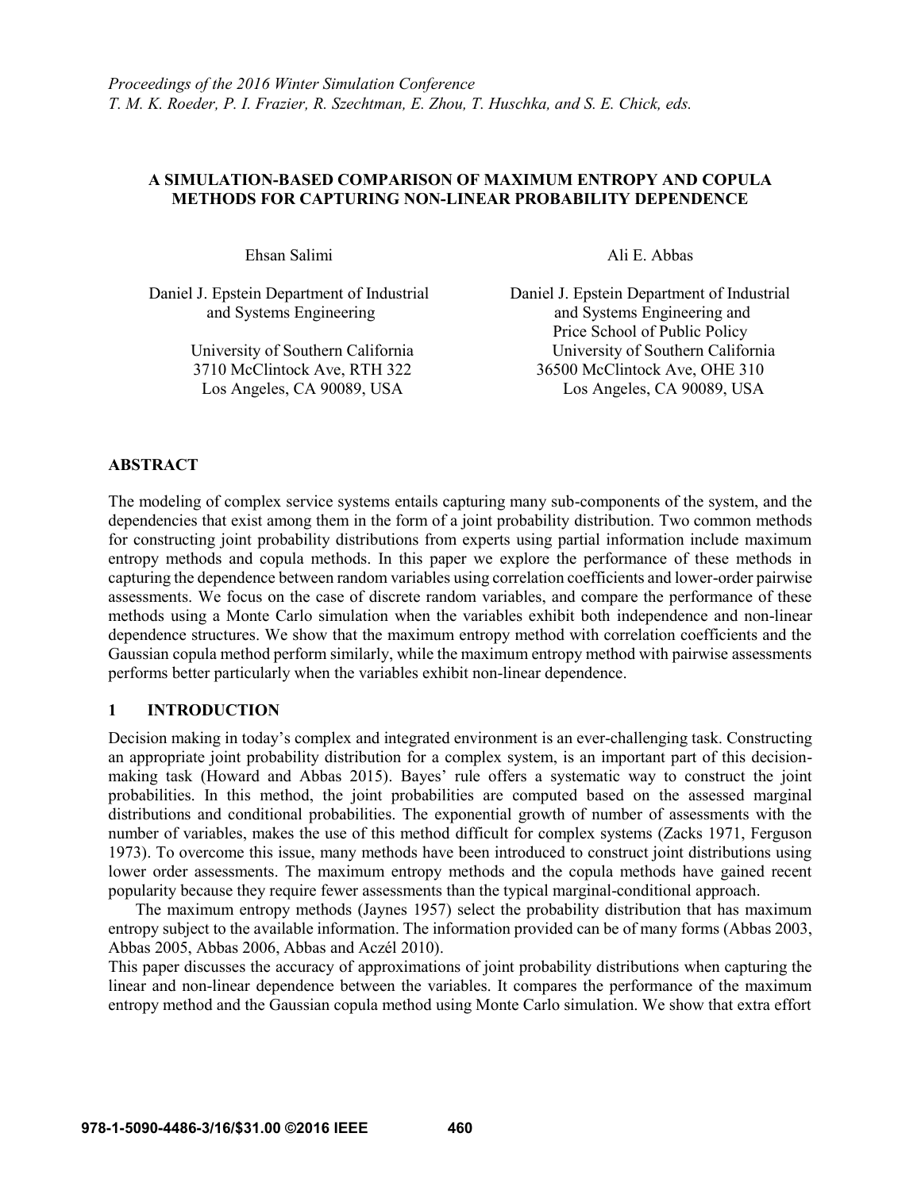*Proceedings of the 2016 Winter Simulation Conference*
*T. M. K. Roeder, P. I. Frazier, R. Szechtman, E. Zhou, T. Huschka, and S. E. Chick, eds.*

# A SIMULATION-BASED COMPARISON OF MAXIMUM ENTROPY AND COPULA METHODS FOR CAPTURING NON-LINEAR PROBABILITY DEPENDENCE

Ehsan Salimi

Daniel J. Epstein Department of Industrial and Systems Engineering

University of Southern California
3710 McClintock Ave, RTH 322
Los Angeles, CA 90089, USA

Ali E. Abbas

Daniel J. Epstein Department of Industrial and Systems Engineering and Price School of Public Policy
University of Southern California
36500 McClintock Ave, OHE 310
Los Angeles, CA 90089, USA

## ABSTRACT

The modeling of complex service systems entails capturing many sub-components of the system, and the dependencies that exist among them in the form of a joint probability distribution. Two common methods for constructing joint probability distributions from experts using partial information include maximum entropy methods and copula methods. In this paper we explore the performance of these methods in capturing the dependence between random variables using correlation coefficients and lower-order pairwise assessments. We focus on the case of discrete random variables, and compare the performance of these methods using a Monte Carlo simulation when the variables exhibit both independence and non-linear dependence structures. We show that the maximum entropy method with correlation coefficients and the Gaussian copula method perform similarly, while the maximum entropy method with pairwise assessments performs better particularly when the variables exhibit non-linear dependence.

## 1 INTRODUCTION

Decision making in today's complex and integrated environment is an ever-challenging task. Constructing an appropriate joint probability distribution for a complex system, is an important part of this decision-making task (Howard and Abbas 2015). Bayes' rule offers a systematic way to construct the joint probabilities. In this method, the joint probabilities are computed based on the assessed marginal distributions and conditional probabilities. The exponential growth of number of assessments with the number of variables, makes the use of this method difficult for complex systems (Zacks 1971, Ferguson 1973). To overcome this issue, many methods have been introduced to construct joint distributions using lower order assessments. The maximum entropy methods and the copula methods have gained recent popularity because they require fewer assessments than the typical marginal-conditional approach.

The maximum entropy methods (Jaynes 1957) select the probability distribution that has maximum entropy subject to the available information. The information provided can be of many forms (Abbas 2003, Abbas 2005, Abbas 2006, Abbas and Aczél 2010).

This paper discusses the accuracy of approximations of joint probability distributions when capturing the linear and non-linear dependence between the variables. It compares the performance of the maximum entropy method and the Gaussian copula method using Monte Carlo simulation. We show that extra effort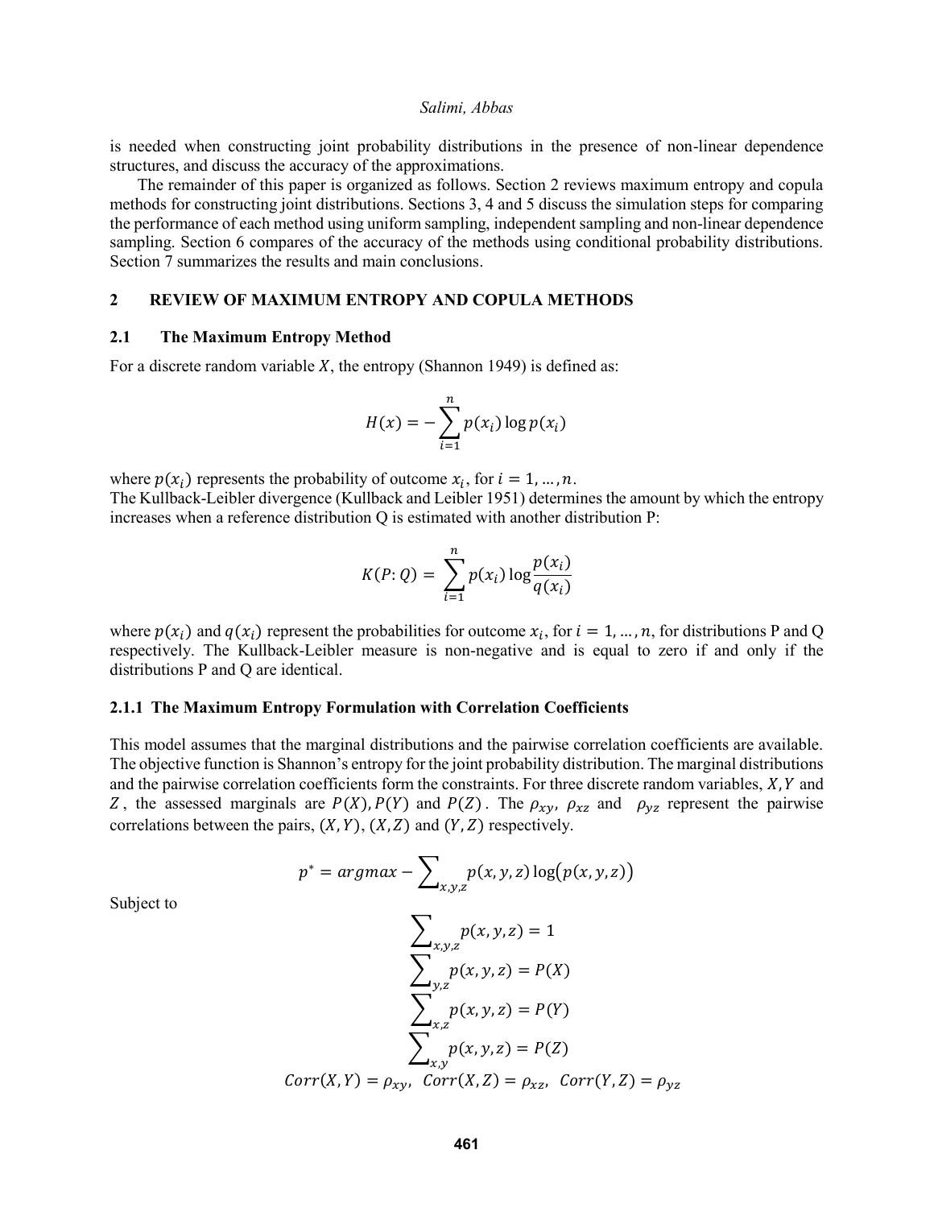is needed when constructing joint probability distributions in the presence of non-linear dependence structures, and discuss the accuracy of the approximations.

The remainder of this paper is organized as follows. Section 2 reviews maximum entropy and copula methods for constructing joint distributions. Sections 3, 4 and 5 discuss the simulation steps for comparing the performance of each method using uniform sampling, independent sampling and non-linear dependence sampling. Section 6 compares of the accuracy of the methods using conditional probability distributions. Section 7 summarizes the results and main conclusions.

## 2 REVIEW OF MAXIMUM ENTROPY AND COPULA METHODS

### 2.1 The Maximum Entropy Method

For a discrete random variable $X$, the entropy (Shannon 1949) is defined as:

$$H(x) = -\sum_{i=1}^{n} p(x_i) \log p(x_i)$$

where $p(x_i)$ represents the probability of outcome $x_i$, for $i = 1, \ldots, n$.
The Kullback-Leibler divergence (Kullback and Leibler 1951) determines the amount by which the entropy increases when a reference distribution Q is estimated with another distribution P:

$$K(P{:}\, Q) = \sum_{i=1}^{n} p(x_i) \log \frac{p(x_i)}{q(x_i)}$$

where $p(x_i)$ and $q(x_i)$ represent the probabilities for outcome $x_i$, for $i = 1, \ldots, n$, for distributions P and Q respectively. The Kullback-Leibler measure is non-negative and is equal to zero if and only if the distributions P and Q are identical.

#### 2.1.1 The Maximum Entropy Formulation with Correlation Coefficients

This model assumes that the marginal distributions and the pairwise correlation coefficients are available. The objective function is Shannon's entropy for the joint probability distribution. The marginal distributions and the pairwise correlation coefficients form the constraints. For three discrete random variables, $X, Y$ and $Z$, the assessed marginals are $P(X), P(Y)$ and $P(Z)$. The $\rho_{xy}$, $\rho_{xz}$ and $\rho_{yz}$ represent the pairwise correlations between the pairs, $(X, Y)$, $(X, Z)$ and $(Y, Z)$ respectively.

$$p^* = argmax - \sum_{x,y,z} p(x, y, z) \log\big(p(x, y, z)\big)$$

Subject to

$$\sum_{x,y,z} p(x, y, z) = 1$$

$$\sum_{y,z} p(x, y, z) = P(X)$$

$$\sum_{x,z} p(x, y, z) = P(Y)$$

$$\sum_{x,y} p(x, y, z) = P(Z)$$

$$Corr(X, Y) = \rho_{xy},\;\; Corr(X, Z) = \rho_{xz},\;\; Corr(Y, Z) = \rho_{yz}$$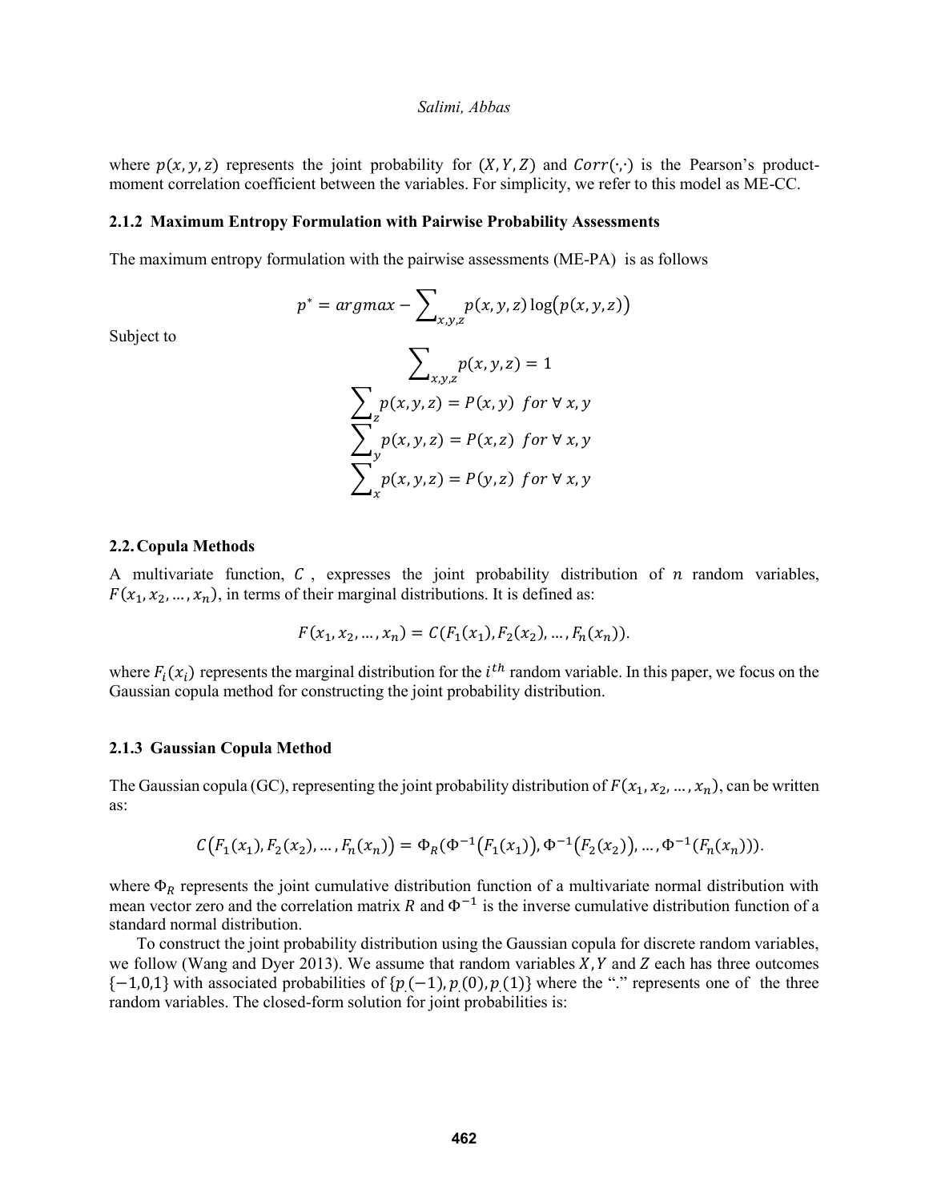where $p(x, y, z)$ represents the joint probability for $(X, Y, Z)$ and $Corr(\cdot,\cdot)$ is the Pearson's product-moment correlation coefficient between the variables. For simplicity, we refer to this model as ME-CC.

### 2.1.2 Maximum Entropy Formulation with Pairwise Probability Assessments

The maximum entropy formulation with the pairwise assessments (ME-PA) is as follows

$$p^* = argmax - \sum_{x,y,z} p(x, y, z) \log(p(x, y, z))$$

Subject to

$$\sum_{x,y,z} p(x, y, z) = 1$$

$$\sum_{z} p(x, y, z) = P(x, y) \;\; for \; \forall \; x, y$$

$$\sum_{y} p(x, y, z) = P(x, z) \;\; for \; \forall \; x, y$$

$$\sum_{x} p(x, y, z) = P(y, z) \;\; for \; \forall \; x, y$$

## 2.2. Copula Methods

A multivariate function, $C$, expresses the joint probability distribution of $n$ random variables, $F(x_1, x_2, \ldots, x_n)$, in terms of their marginal distributions. It is defined as:

$$F(x_1, x_2, \ldots, x_n) = C(F_1(x_1), F_2(x_2), \ldots, F_n(x_n)).$$

where $F_i(x_i)$ represents the marginal distribution for the $i^{th}$ random variable. In this paper, we focus on the Gaussian copula method for constructing the joint probability distribution.

### 2.1.3 Gaussian Copula Method

The Gaussian copula (GC), representing the joint probability distribution of $F(x_1, x_2, \ldots, x_n)$, can be written as:

$$C(F_1(x_1), F_2(x_2), \ldots, F_n(x_n)) = \Phi_R(\Phi^{-1}(F_1(x_1)), \Phi^{-1}(F_2(x_2)), \ldots, \Phi^{-1}(F_n(x_n))).$$

where $\Phi_R$ represents the joint cumulative distribution function of a multivariate normal distribution with mean vector zero and the correlation matrix $R$ and $\Phi^{-1}$ is the inverse cumulative distribution function of a standard normal distribution.

To construct the joint probability distribution using the Gaussian copula for discrete random variables, we follow (Wang and Dyer 2013). We assume that random variables $X, Y$ and $Z$ each has three outcomes $\{-1,0,1\}$ with associated probabilities of $\{p_{.}(-1), p_{.}(0), p_{.}(1)\}$ where the "." represents one of the three random variables. The closed-form solution for joint probabilities is: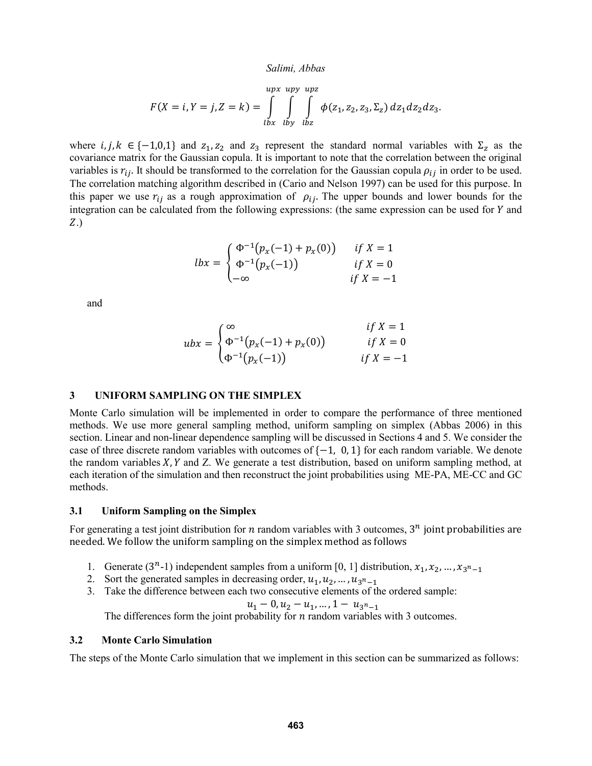$$F(X=i,Y=j,Z=k)=\int_{lbx}^{upx}\int_{lby}^{upy}\int_{lbz}^{upz}\phi(z_1,z_2,z_3,\Sigma_z)\,dz_1dz_2dz_3.$$

where $i,j,k\in\{-1,0,1\}$ and $z_1, z_2$ and $z_3$ represent the standard normal variables with $\Sigma_z$ as the covariance matrix for the Gaussian copula. It is important to note that the correlation between the original variables is $r_{ij}$. It should be transformed to the correlation for the Gaussian copula $\rho_{ij}$ in order to be used. The correlation matching algorithm described in (Cario and Nelson 1997) can be used for this purpose. In this paper we use $r_{ij}$ as a rough approximation of $\rho_{ij}$. The upper bounds and lower bounds for the integration can be calculated from the following expressions: (the same expression can be used for $Y$ and $Z$.)

$$lbx=\begin{cases}\Phi^{-1}\big(p_x(-1)+p_x(0)\big) & if\ X=1\\ \Phi^{-1}\big(p_x(-1)\big) & if\ X=0\\ -\infty & if\ X=-1\end{cases}$$

and

$$ubx=\begin{cases}\infty & if\ X=1\\ \Phi^{-1}\big(p_x(-1)+p_x(0)\big) & if\ X=0\\ \Phi^{-1}\big(p_x(-1)\big) & if\ X=-1\end{cases}$$

## 3 UNIFORM SAMPLING ON THE SIMPLEX

Monte Carlo simulation will be implemented in order to compare the performance of three mentioned methods. We use more general sampling method, uniform sampling on simplex (Abbas 2006) in this section. Linear and non-linear dependence sampling will be discussed in Sections 4 and 5. We consider the case of three discrete random variables with outcomes of $\{-1,\ 0,1\}$ for each random variable. We denote the random variables $X, Y$ and Z. We generate a test distribution, based on uniform sampling method, at each iteration of the simulation and then reconstruct the joint probabilities using ME-PA, ME-CC and GC methods.

### 3.1 Uniform Sampling on the Simplex

For generating a test joint distribution for $n$ random variables with 3 outcomes, $3^n$ joint probabilities are needed. We follow the uniform sampling on the simplex method as follows

1. Generate ($3^n$-1) independent samples from a uniform [0, 1] distribution, $x_1, x_2, \ldots, x_{3^n-1}$
2. Sort the generated samples in decreasing order, $u_1, u_2, \ldots, u_{3^n-1}$
3. Take the difference between each two consecutive elements of the ordered sample:

   $$u_1-0, u_2-u_1, \ldots, 1-\ u_{3^n-1}$$

   The differences form the joint probability for $n$ random variables with 3 outcomes.

### 3.2 Monte Carlo Simulation

The steps of the Monte Carlo simulation that we implement in this section can be summarized as follows: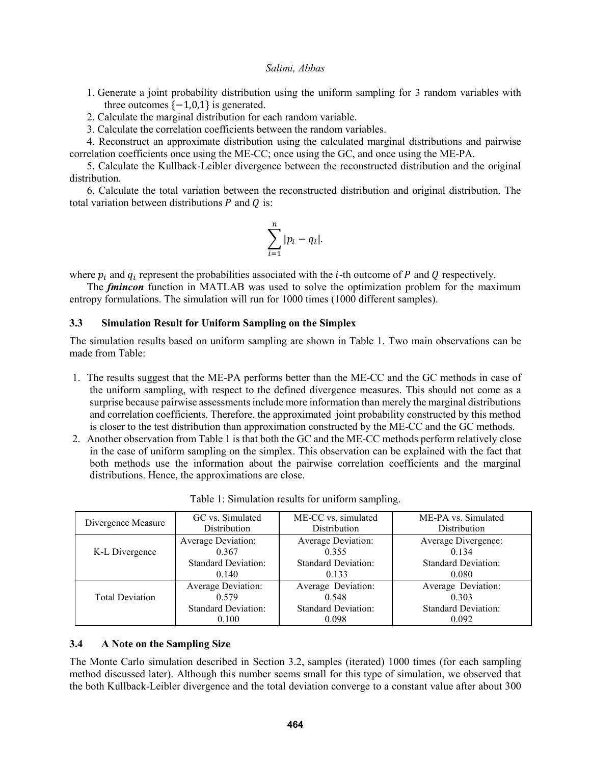1. Generate a joint probability distribution using the uniform sampling for 3 random variables with three outcomes $\{-1,0,1\}$ is generated.
2. Calculate the marginal distribution for each random variable.
3. Calculate the correlation coefficients between the random variables.
4. Reconstruct an approximate distribution using the calculated marginal distributions and pairwise correlation coefficients once using the ME-CC; once using the GC, and once using the ME-PA.
5. Calculate the Kullback-Leibler divergence between the reconstructed distribution and the original distribution.
6. Calculate the total variation between the reconstructed distribution and original distribution. The total variation between distributions $P$ and $Q$ is:

$$\sum_{i=1}^{n} |p_i - q_i|.$$

where $p_i$ and $q_i$ represent the probabilities associated with the $i$-th outcome of $P$ and $Q$ respectively.

The ***fmincon*** function in MATLAB was used to solve the optimization problem for the maximum entropy formulations. The simulation will run for 1000 times (1000 different samples).

### 3.3 Simulation Result for Uniform Sampling on the Simplex

The simulation results based on uniform sampling are shown in Table 1. Two main observations can be made from Table:

1. The results suggest that the ME-PA performs better than the ME-CC and the GC methods in case of the uniform sampling, with respect to the defined divergence measures. This should not come as a surprise because pairwise assessments include more information than merely the marginal distributions and correlation coefficients. Therefore, the approximated joint probability constructed by this method is closer to the test distribution than approximation constructed by the ME-CC and the GC methods.
2. Another observation from Table 1 is that both the GC and the ME-CC methods perform relatively close in the case of uniform sampling on the simplex. This observation can be explained with the fact that both methods use the information about the pairwise correlation coefficients and the marginal distributions. Hence, the approximations are close.

Table 1: Simulation results for uniform sampling.

| Divergence Measure | GC vs. Simulated Distribution | ME-CC vs. simulated Distribution | ME-PA vs. Simulated Distribution |
|---|---|---|---|
| K-L Divergence | Average Deviation: 0.367 Standard Deviation: 0.140 | Average Deviation: 0.355 Standard Deviation: 0.133 | Average Divergence: 0.134 Standard Deviation: 0.080 |
| Total Deviation | Average Deviation: 0.579 Standard Deviation: 0.100 | Average Deviation: 0.548 Standard Deviation: 0.098 | Average Deviation: 0.303 Standard Deviation: 0.092 |

### 3.4 A Note on the Sampling Size

The Monte Carlo simulation described in Section 3.2, samples (iterated) 1000 times (for each sampling method discussed later). Although this number seems small for this type of simulation, we observed that the both Kullback-Leibler divergence and the total deviation converge to a constant value after about 300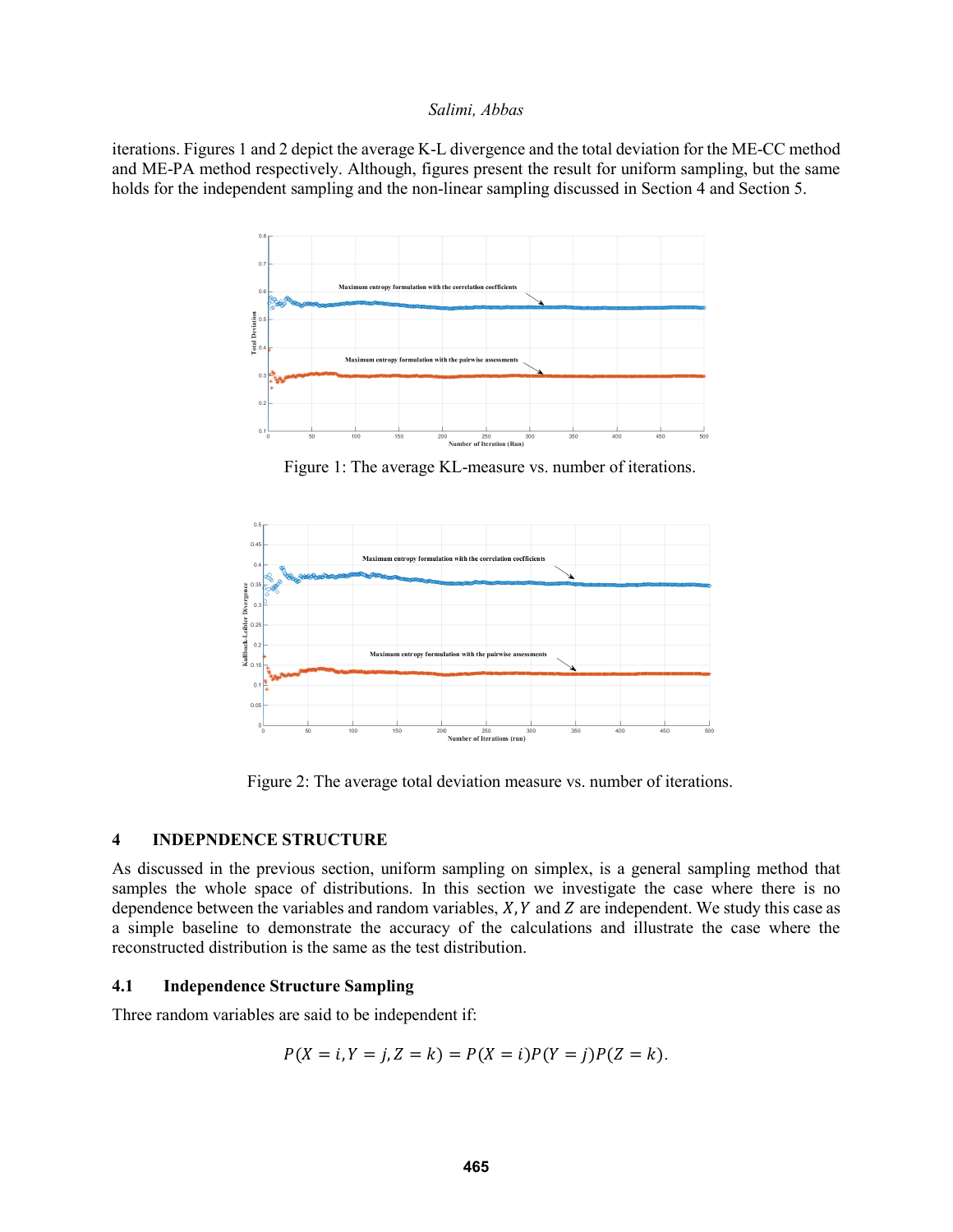iterations. Figures 1 and 2 depict the average K-L divergence and the total deviation for the ME-CC method and ME-PA method respectively. Although, figures present the result for uniform sampling, but the same holds for the independent sampling and the non-linear sampling discussed in Section 4 and Section 5.

Figure 1: The average KL-measure vs. number of iterations.

Figure 2: The average total deviation measure vs. number of iterations.

## 4 INDEPNDENCE STRUCTURE

As discussed in the previous section, uniform sampling on simplex, is a general sampling method that samples the whole space of distributions. In this section we investigate the case where there is no dependence between the variables and random variables, $X, Y$ and $Z$ are independent. We study this case as a simple baseline to demonstrate the accuracy of the calculations and illustrate the case where the reconstructed distribution is the same as the test distribution.

### 4.1 Independence Structure Sampling

Three random variables are said to be independent if:

$$P(X = i, Y = j, Z = k) = P(X = i)P(Y = j)P(Z = k).$$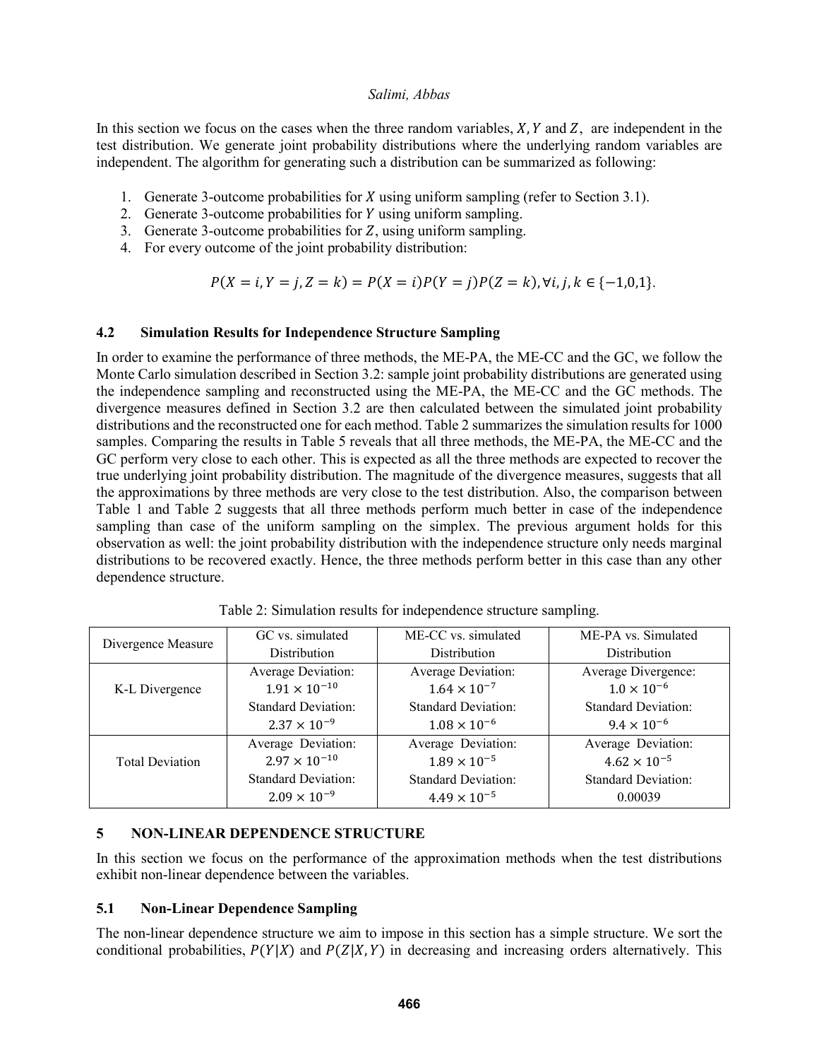In this section we focus on the cases when the three random variables, $X, Y$ and $Z$, are independent in the test distribution. We generate joint probability distributions where the underlying random variables are independent. The algorithm for generating such a distribution can be summarized as following:

1. Generate 3-outcome probabilities for $X$ using uniform sampling (refer to Section 3.1).
2. Generate 3-outcome probabilities for $Y$ using uniform sampling.
3. Generate 3-outcome probabilities for $Z$, using uniform sampling.
4. For every outcome of the joint probability distribution:

$$P(X = i, Y = j, Z = k) = P(X = i)P(Y = j)P(Z = k), \forall i, j, k \in \{-1,0,1\}.$$

### 4.2 Simulation Results for Independence Structure Sampling

In order to examine the performance of three methods, the ME-PA, the ME-CC and the GC, we follow the Monte Carlo simulation described in Section 3.2: sample joint probability distributions are generated using the independence sampling and reconstructed using the ME-PA, the ME-CC and the GC methods. The divergence measures defined in Section 3.2 are then calculated between the simulated joint probability distributions and the reconstructed one for each method. Table 2 summarizes the simulation results for 1000 samples. Comparing the results in Table 5 reveals that all three methods, the ME-PA, the ME-CC and the GC perform very close to each other. This is expected as all the three methods are expected to recover the true underlying joint probability distribution. The magnitude of the divergence measures, suggests that all the approximations by three methods are very close to the test distribution. Also, the comparison between Table 1 and Table 2 suggests that all three methods perform much better in case of the independence sampling than case of the uniform sampling on the simplex. The previous argument holds for this observation as well: the joint probability distribution with the independence structure only needs marginal distributions to be recovered exactly. Hence, the three methods perform better in this case than any other dependence structure.

Table 2: Simulation results for independence structure sampling.

| Divergence Measure | GC vs. simulated Distribution | ME-CC vs. simulated Distribution | ME-PA vs. Simulated Distribution |
|---|---|---|---|
| K-L Divergence | Average Deviation: $1.91 \times 10^{-10}$ Standard Deviation: $2.37 \times 10^{-9}$ | Average Deviation: $1.64 \times 10^{-7}$ Standard Deviation: $1.08 \times 10^{-6}$ | Average Divergence: $1.0 \times 10^{-6}$ Standard Deviation: $9.4 \times 10^{-6}$ |
| Total Deviation | Average Deviation: $2.97 \times 10^{-10}$ Standard Deviation: $2.09 \times 10^{-9}$ | Average Deviation: $1.89 \times 10^{-5}$ Standard Deviation: $4.49 \times 10^{-5}$ | Average Deviation: $4.62 \times 10^{-5}$ Standard Deviation: 0.00039 |

## 5 NON-LINEAR DEPENDENCE STRUCTURE

In this section we focus on the performance of the approximation methods when the test distributions exhibit non-linear dependence between the variables.

### 5.1 Non-Linear Dependence Sampling

The non-linear dependence structure we aim to impose in this section has a simple structure. We sort the conditional probabilities, $P(Y|X)$ and $P(Z|X,Y)$ in decreasing and increasing orders alternatively. This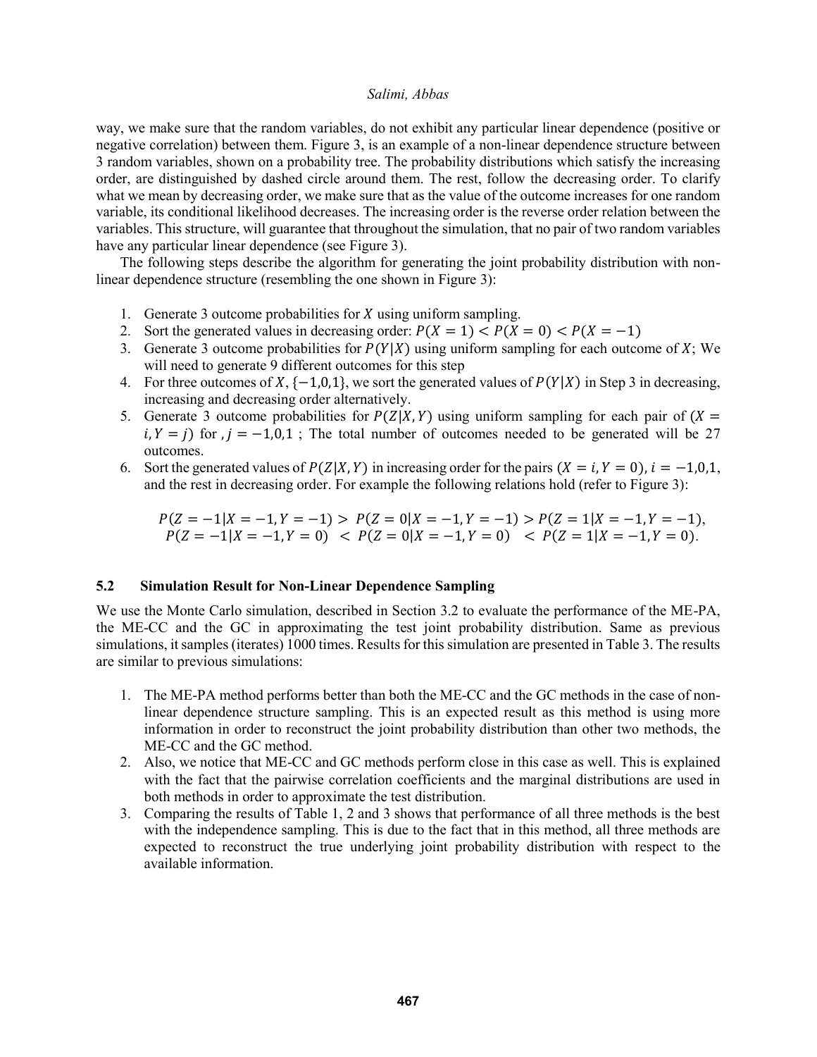way, we make sure that the random variables, do not exhibit any particular linear dependence (positive or negative correlation) between them. Figure 3, is an example of a non-linear dependence structure between 3 random variables, shown on a probability tree. The probability distributions which satisfy the increasing order, are distinguished by dashed circle around them. The rest, follow the decreasing order. To clarify what we mean by decreasing order, we make sure that as the value of the outcome increases for one random variable, its conditional likelihood decreases. The increasing order is the reverse order relation between the variables. This structure, will guarantee that throughout the simulation, that no pair of two random variables have any particular linear dependence (see Figure 3).

The following steps describe the algorithm for generating the joint probability distribution with non-linear dependence structure (resembling the one shown in Figure 3):

1. Generate 3 outcome probabilities for $X$ using uniform sampling.
2. Sort the generated values in decreasing order: $P(X=1) < P(X=0) < P(X=-1)$
3. Generate 3 outcome probabilities for $P(Y|X)$ using uniform sampling for each outcome of $X$; We will need to generate 9 different outcomes for this step
4. For three outcomes of $X$, $\{-1,0,1\}$, we sort the generated values of $P(Y|X)$ in Step 3 in decreasing, increasing and decreasing order alternatively.
5. Generate 3 outcome probabilities for $P(Z|X,Y)$ using uniform sampling for each pair of $(X = i, Y = j)$ for $, j = -1,0,1$ ; The total number of outcomes needed to be generated will be 27 outcomes.
6. Sort the generated values of $P(Z|X,Y)$ in increasing order for the pairs $(X = i, Y = 0)$, $i = -1,0,1$, and the rest in decreasing order. For example the following relations hold (refer to Figure 3):

$$P(Z=-1|X=-1,Y=-1) > P(Z=0|X=-1,Y=-1) > P(Z=1|X=-1,Y=-1),$$
$$P(Z=-1|X=-1,Y=0) < P(Z=0|X=-1,Y=0) < P(Z=1|X=-1,Y=0).$$

### 5.2 Simulation Result for Non-Linear Dependence Sampling

We use the Monte Carlo simulation, described in Section 3.2 to evaluate the performance of the ME-PA, the ME-CC and the GC in approximating the test joint probability distribution. Same as previous simulations, it samples (iterates) 1000 times. Results for this simulation are presented in Table 3. The results are similar to previous simulations:

1. The ME-PA method performs better than both the ME-CC and the GC methods in the case of non-linear dependence structure sampling. This is an expected result as this method is using more information in order to reconstruct the joint probability distribution than other two methods, the ME-CC and the GC method.
2. Also, we notice that ME-CC and GC methods perform close in this case as well. This is explained with the fact that the pairwise correlation coefficients and the marginal distributions are used in both methods in order to approximate the test distribution.
3. Comparing the results of Table 1, 2 and 3 shows that performance of all three methods is the best with the independence sampling. This is due to the fact that in this method, all three methods are expected to reconstruct the true underlying joint probability distribution with respect to the available information.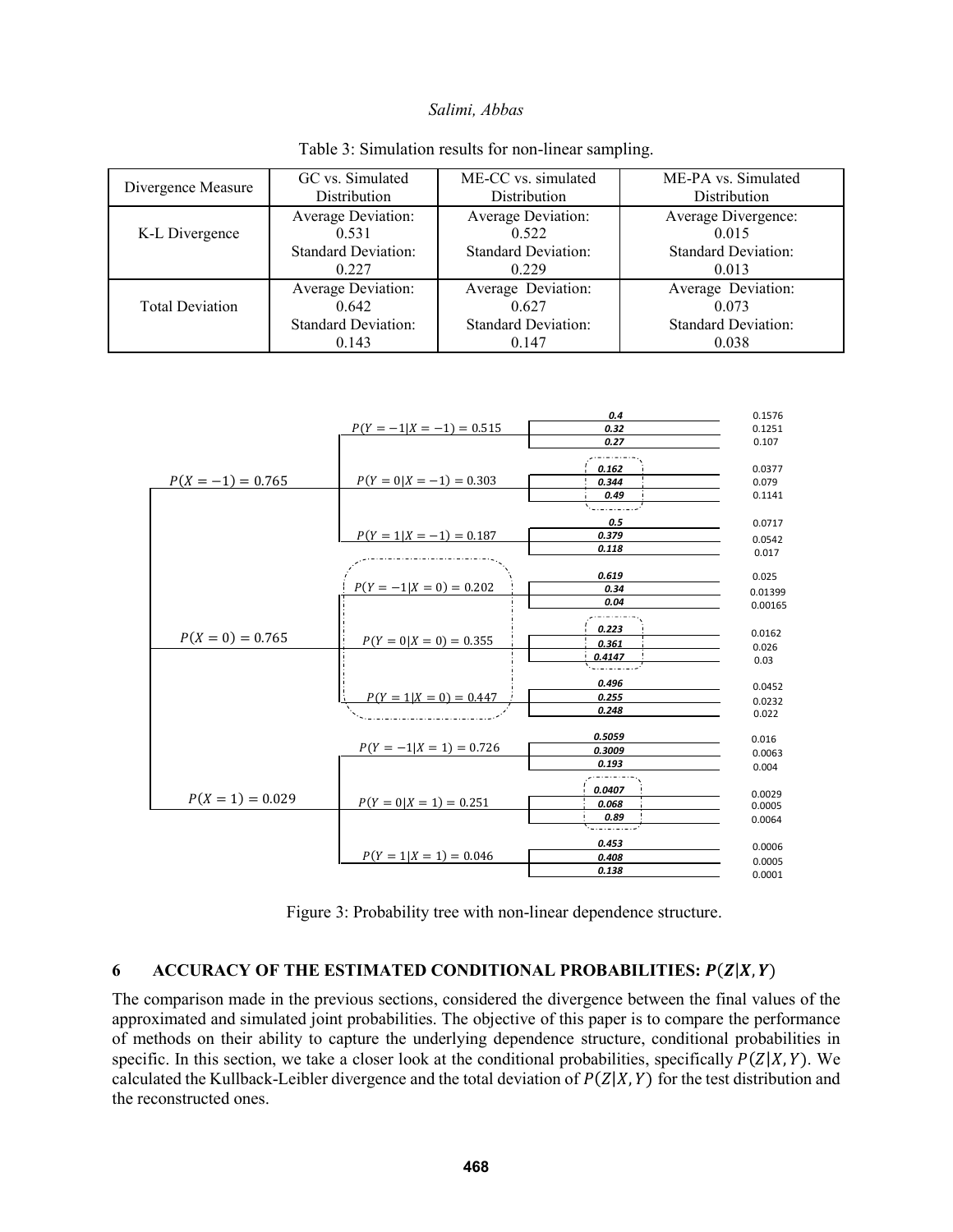Table 3: Simulation results for non-linear sampling.

| Divergence Measure | GC vs. Simulated Distribution | ME-CC vs. simulated Distribution | ME-PA vs. Simulated Distribution |
|---|---|---|---|
| K-L Divergence | Average Deviation: 0.531 Standard Deviation: 0.227 | Average Deviation: 0.522 Standard Deviation: 0.229 | Average Divergence: 0.015 Standard Deviation: 0.013 |
| Total Deviation | Average Deviation: 0.642 Standard Deviation: 0.143 | Average Deviation: 0.627 Standard Deviation: 0.147 | Average Deviation: 0.073 Standard Deviation: 0.038 |

Figure 3: Probability tree with non-linear dependence structure.

## 6 ACCURACY OF THE ESTIMATED CONDITIONAL PROBABILITIES: $P(Z|X,Y)$

The comparison made in the previous sections, considered the divergence between the final values of the approximated and simulated joint probabilities. The objective of this paper is to compare the performance of methods on their ability to capture the underlying dependence structure, conditional probabilities in specific. In this section, we take a closer look at the conditional probabilities, specifically $P(Z|X,Y)$. We calculated the Kullback-Leibler divergence and the total deviation of $P(Z|X,Y)$ for the test distribution and the reconstructed ones.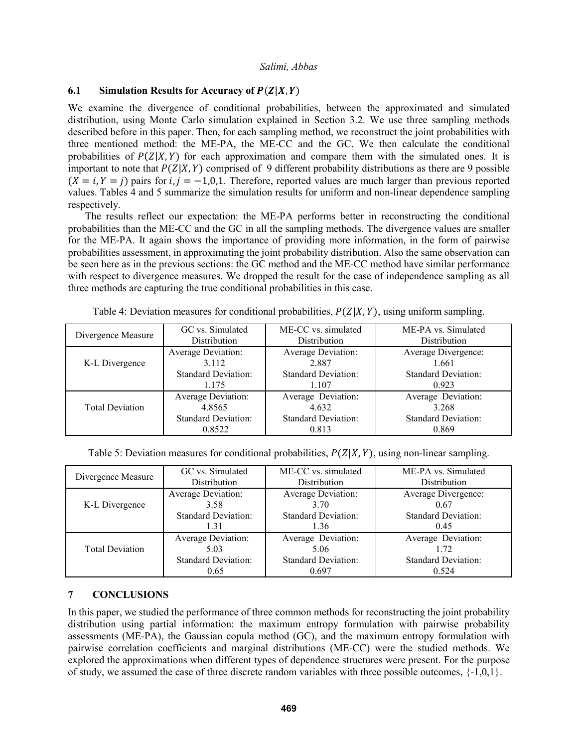### 6.1 Simulation Results for Accuracy of $P(Z|X,Y)$

We examine the divergence of conditional probabilities, between the approximated and simulated distribution, using Monte Carlo simulation explained in Section 3.2. We use three sampling methods described before in this paper. Then, for each sampling method, we reconstruct the joint probabilities with three mentioned method: the ME-PA, the ME-CC and the GC. We then calculate the conditional probabilities of $P(Z|X,Y)$ for each approximation and compare them with the simulated ones. It is important to note that $P(Z|X,Y)$ comprised of 9 different probability distributions as there are 9 possible $(X=i, Y=j)$ pairs for $i,j=-1,0,1$. Therefore, reported values are much larger than previous reported values. Tables 4 and 5 summarize the simulation results for uniform and non-linear dependence sampling respectively.

The results reflect our expectation: the ME-PA performs better in reconstructing the conditional probabilities than the ME-CC and the GC in all the sampling methods. The divergence values are smaller for the ME-PA. It again shows the importance of providing more information, in the form of pairwise probabilities assessment, in approximating the joint probability distribution. Also the same observation can be seen here as in the previous sections: the GC method and the ME-CC method have similar performance with respect to divergence measures. We dropped the result for the case of independence sampling as all three methods are capturing the true conditional probabilities in this case.

Table 4: Deviation measures for conditional probabilities, $P(Z|X,Y)$, using uniform sampling.

| Divergence Measure | GC vs. Simulated Distribution | ME-CC vs. simulated Distribution | ME-PA vs. Simulated Distribution |
|---|---|---|---|
| K-L Divergence | Average Deviation: 3.112 Standard Deviation: 1.175 | Average Deviation: 2.887 Standard Deviation: 1.107 | Average Divergence: 1.661 Standard Deviation: 0.923 |
| Total Deviation | Average Deviation: 4.8565 Standard Deviation: 0.8522 | Average Deviation: 4.632 Standard Deviation: 0.813 | Average Deviation: 3.268 Standard Deviation: 0.869 |

Table 5: Deviation measures for conditional probabilities, $P(Z|X,Y)$, using non-linear sampling.

| Divergence Measure | GC vs. Simulated Distribution | ME-CC vs. simulated Distribution | ME-PA vs. Simulated Distribution |
|---|---|---|---|
| K-L Divergence | Average Deviation: 3.58 Standard Deviation: 1.31 | Average Deviation: 3.70 Standard Deviation: 1.36 | Average Divergence: 0.67 Standard Deviation: 0.45 |
| Total Deviation | Average Deviation: 5.03 Standard Deviation: 0.65 | Average Deviation: 5.06 Standard Deviation: 0.697 | Average Deviation: 1.72 Standard Deviation: 0.524 |

## 7 CONCLUSIONS

In this paper, we studied the performance of three common methods for reconstructing the joint probability distribution using partial information: the maximum entropy formulation with pairwise probability assessments (ME-PA), the Gaussian copula method (GC), and the maximum entropy formulation with pairwise correlation coefficients and marginal distributions (ME-CC) were the studied methods. We explored the approximations when different types of dependence structures were present. For the purpose of study, we assumed the case of three discrete random variables with three possible outcomes, {-1,0,1}.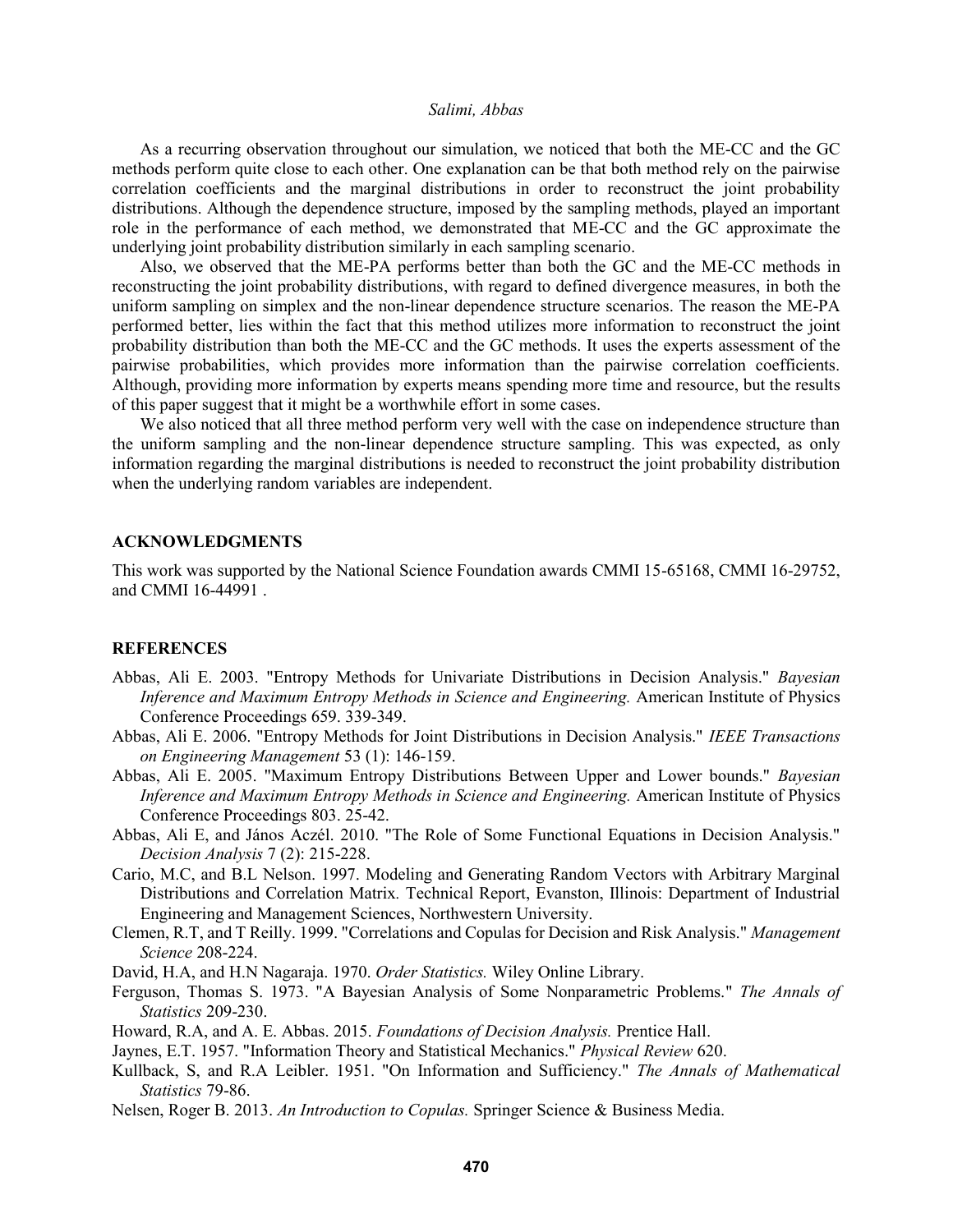As a recurring observation throughout our simulation, we noticed that both the ME-CC and the GC methods perform quite close to each other. One explanation can be that both method rely on the pairwise correlation coefficients and the marginal distributions in order to reconstruct the joint probability distributions. Although the dependence structure, imposed by the sampling methods, played an important role in the performance of each method, we demonstrated that ME-CC and the GC approximate the underlying joint probability distribution similarly in each sampling scenario.

Also, we observed that the ME-PA performs better than both the GC and the ME-CC methods in reconstructing the joint probability distributions, with regard to defined divergence measures, in both the uniform sampling on simplex and the non-linear dependence structure scenarios. The reason the ME-PA performed better, lies within the fact that this method utilizes more information to reconstruct the joint probability distribution than both the ME-CC and the GC methods. It uses the experts assessment of the pairwise probabilities, which provides more information than the pairwise correlation coefficients. Although, providing more information by experts means spending more time and resource, but the results of this paper suggest that it might be a worthwhile effort in some cases.

We also noticed that all three method perform very well with the case on independence structure than the uniform sampling and the non-linear dependence structure sampling. This was expected, as only information regarding the marginal distributions is needed to reconstruct the joint probability distribution when the underlying random variables are independent.

## ACKNOWLEDGMENTS

This work was supported by the National Science Foundation awards CMMI 15-65168, CMMI 16-29752, and CMMI 16-44991 .

## REFERENCES

Abbas, Ali E. 2003. "Entropy Methods for Univariate Distributions in Decision Analysis." *Bayesian Inference and Maximum Entropy Methods in Science and Engineering.* American Institute of Physics Conference Proceedings 659. 339-349.

Abbas, Ali E. 2006. "Entropy Methods for Joint Distributions in Decision Analysis." *IEEE Transactions on Engineering Management* 53 (1): 146-159.

Abbas, Ali E. 2005. "Maximum Entropy Distributions Between Upper and Lower bounds." *Bayesian Inference and Maximum Entropy Methods in Science and Engineering.* American Institute of Physics Conference Proceedings 803. 25-42.

Abbas, Ali E, and János Aczél. 2010. "The Role of Some Functional Equations in Decision Analysis." *Decision Analysis* 7 (2): 215-228.

Cario, M.C, and B.L Nelson. 1997. Modeling and Generating Random Vectors with Arbitrary Marginal Distributions and Correlation Matrix. Technical Report, Evanston, Illinois: Department of Industrial Engineering and Management Sciences, Northwestern University.

Clemen, R.T, and T Reilly. 1999. "Correlations and Copulas for Decision and Risk Analysis." *Management Science* 208-224.

David, H.A, and H.N Nagaraja. 1970. *Order Statistics.* Wiley Online Library.

Ferguson, Thomas S. 1973. "A Bayesian Analysis of Some Nonparametric Problems." *The Annals of Statistics* 209-230.

Howard, R.A, and A. E. Abbas. 2015. *Foundations of Decision Analysis.* Prentice Hall.

Jaynes, E.T. 1957. "Information Theory and Statistical Mechanics." *Physical Review* 620.

Kullback, S, and R.A Leibler. 1951. "On Information and Sufficiency." *The Annals of Mathematical Statistics* 79-86.

Nelsen, Roger B. 2013. *An Introduction to Copulas.* Springer Science & Business Media.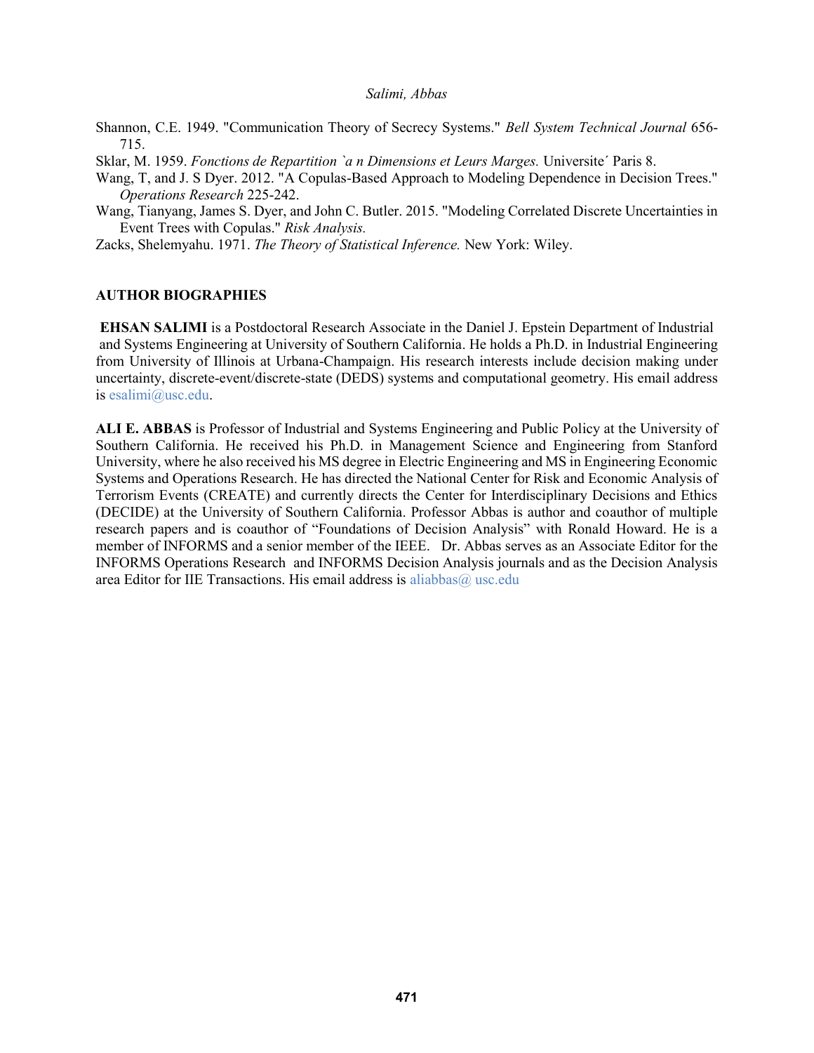Shannon, C.E. 1949. "Communication Theory of Secrecy Systems." *Bell System Technical Journal* 656-715.

Sklar, M. 1959. *Fonctions de Repartition `a n Dimensions et Leurs Marges.* Universite´ Paris 8.

Wang, T, and J. S Dyer. 2012. "A Copulas-Based Approach to Modeling Dependence in Decision Trees." *Operations Research* 225-242.

Wang, Tianyang, James S. Dyer, and John C. Butler. 2015. "Modeling Correlated Discrete Uncertainties in Event Trees with Copulas." *Risk Analysis.*

Zacks, Shelemyahu. 1971. *The Theory of Statistical Inference.* New York: Wiley.

## AUTHOR BIOGRAPHIES

**EHSAN SALIMI** is a Postdoctoral Research Associate in the Daniel J. Epstein Department of Industrial and Systems Engineering at University of Southern California. He holds a Ph.D. in Industrial Engineering from University of Illinois at Urbana-Champaign. His research interests include decision making under uncertainty, discrete-event/discrete-state (DEDS) systems and computational geometry. His email address is esalimi@usc.edu.

**ALI E. ABBAS** is Professor of Industrial and Systems Engineering and Public Policy at the University of Southern California. He received his Ph.D. in Management Science and Engineering from Stanford University, where he also received his MS degree in Electric Engineering and MS in Engineering Economic Systems and Operations Research. He has directed the National Center for Risk and Economic Analysis of Terrorism Events (CREATE) and currently directs the Center for Interdisciplinary Decisions and Ethics (DECIDE) at the University of Southern California. Professor Abbas is author and coauthor of multiple research papers and is coauthor of "Foundations of Decision Analysis" with Ronald Howard. He is a member of INFORMS and a senior member of the IEEE. Dr. Abbas serves as an Associate Editor for the INFORMS Operations Research and INFORMS Decision Analysis journals and as the Decision Analysis area Editor for IIE Transactions. His email address is aliabbas@ usc.edu